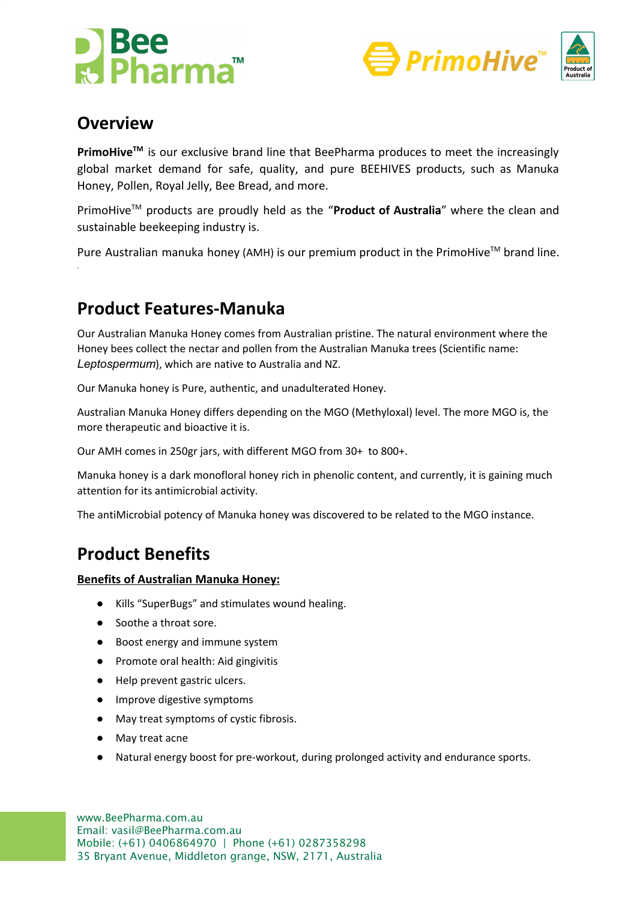## Overview

**PrimoHive™** is our exclusive brand line that BeePharma produces to meet the increasingly global market demand for safe, quality, and pure BEEHIVES products, such as Manuka Honey, Pollen, Royal Jelly, Bee Bread, and more.

PrimoHive™ products are proudly held as the "**Product of Australia**" where the clean and sustainable beekeeping industry is.

Pure Australian manuka honey (AMH) is our premium product in the PrimoHive™ brand line.

## Product Features-Manuka

Our Australian Manuka Honey comes from Australian pristine. The natural environment where the Honey bees collect the nectar and pollen from the Australian Manuka trees (Scientific name: *Leptospermum*), which are native to Australia and NZ.

Our Manuka honey is Pure, authentic, and unadulterated Honey.

Australian Manuka Honey differs depending on the MGO (Methyloxal) level. The more MGO is, the more therapeutic and bioactive it is.

Our AMH comes in 250gr jars, with different MGO from 30+ to 800+.

Manuka honey is a dark monofloral honey rich in phenolic content, and currently, it is gaining much attention for its antimicrobial activity.

The antiMicrobial potency of Manuka honey was discovered to be related to the MGO instance.

## Product Benefits

**Benefits of Australian Manuka Honey:**

- Kills "SuperBugs" and stimulates wound healing.
- Soothe a throat sore.
- Boost energy and immune system
- Promote oral health: Aid gingivitis
- Help prevent gastric ulcers.
- Improve digestive symptoms
- May treat symptoms of cystic fibrosis.
- May treat acne
- Natural energy boost for pre-workout, during prolonged activity and endurance sports.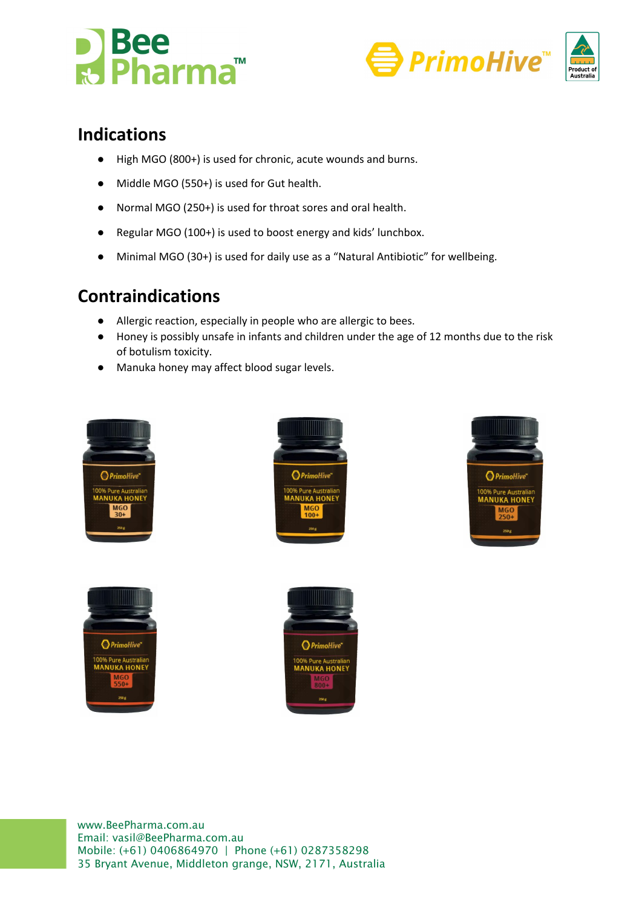## Indications

- High MGO (800+) is used for chronic, acute wounds and burns.
- Middle MGO (550+) is used for Gut health.
- Normal MGO (250+) is used for throat sores and oral health.
- Regular MGO (100+) is used to boost energy and kids' lunchbox.
- Minimal MGO (30+) is used for daily use as a "Natural Antibiotic" for wellbeing.

## Contraindications

- Allergic reaction, especially in people who are allergic to bees.
- Honey is possibly unsafe in infants and children under the age of 12 months due to the risk of botulism toxicity.
- Manuka honey may affect blood sugar levels.

www.BeePharma.com.au
Email: vasil@BeePharma.com.au
Mobile: (+61) 0406864970 | Phone (+61) 0287358298
35 Bryant Avenue, Middleton grange, NSW, 2171, Australia